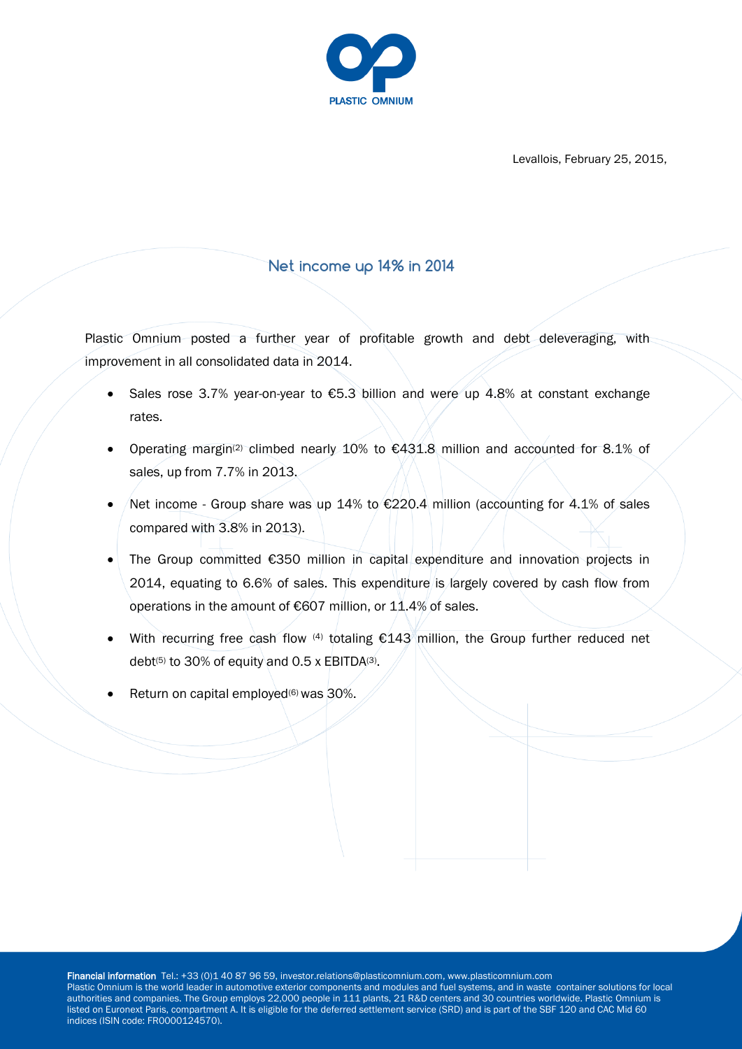PLASTIC OMNIUM

Levallois, February 25, 2015,

# Net income up 14% in 2014

Plastic Omnium posted a further year of profitable growth and debt deleveraging, with improvement in all consolidated data in 2014.

- Sales rose 3.7% year-on-year to €5.3 billion and were up 4.8% at constant exchange rates.
- Operating margin(2) climbed nearly 10% to €431.8 million and accounted for 8.1% of sales, up from 7.7% in 2013.
- Net income - Group share was up 14% to €220.4 million (accounting for 4.1% of sales compared with 3.8% in 2013).
- The Group committed €350 million in capital expenditure and innovation projects in 2014, equating to 6.6% of sales. This expenditure is largely covered by cash flow from operations in the amount of €607 million, or 11.4% of sales.
- With recurring free cash flow (4) totaling €143 million, the Group further reduced net debt(5) to 30% of equity and 0.5 x EBITDA(3).
- Return on capital employed(6) was 30%.

**Financial information** Tel.: +33 (0)1 40 87 96 59, investor.relations@plasticomnium.com, www.plasticomnium.com
Plastic Omnium is the world leader in automotive exterior components and modules and fuel systems, and in waste container solutions for local authorities and companies. The Group employs 22,000 people in 111 plants, 21 R&D centers and 30 countries worldwide. Plastic Omnium is listed on Euronext Paris, compartment A. It is eligible for the deferred settlement service (SRD) and is part of the SBF 120 and CAC Mid 60 indices (ISIN code: FR0000124570).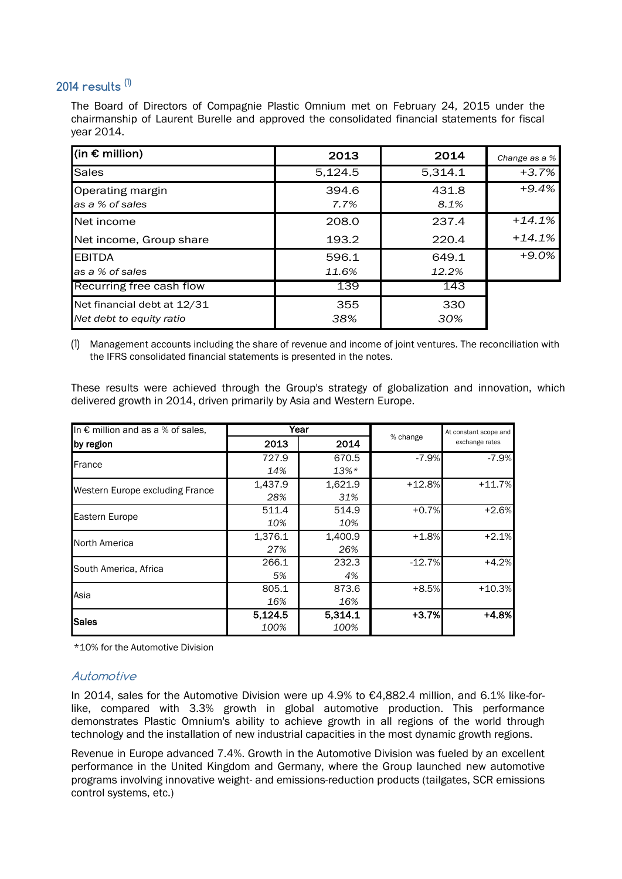## 2014 results [(1)]

The Board of Directors of Compagnie Plastic Omnium met on February 24, 2015 under the chairmanship of Laurent Burelle and approved the consolidated financial statements for fiscal year 2014.

| (in € million) | 2013 | 2014 | *Change as a %* |
|---|---|---|---|
| Sales | 5,124.5 | 5,314.1 | *+3.7%* |
| Operating margin<br>*as a % of sales* | 394.6<br>*7.7%* | 431.8<br>*8.1%* | *+9.4%* |
| Net income | 208.0 | 237.4 | *+14.1%* |
| Net income, Group share | 193.2 | 220.4 | *+14.1%* |
| EBITDA<br>*as a % of sales* | 596.1<br>*11.6%* | 649.1<br>*12.2%* | *+9.0%* |
| Recurring free cash flow | 139 | 143 | |
| Net financial debt at 12/31<br>*Net debt to equity ratio* | 355<br>*38%* | 330<br>*30%* | |

(1) Management accounts including the share of revenue and income of joint ventures. The reconciliation with the IFRS consolidated financial statements is presented in the notes.

These results were achieved through the Group's strategy of globalization and innovation, which delivered growth in 2014, driven primarily by Asia and Western Europe.

| In € million and as a % of sales, **by region** | Year | | % change | At constant scope and exchange rates |
|---|---|---|---|---|
| | **2013** | **2014** | | |
| France | 727.9<br>*14%* | 670.5<br>*13%\** | -7.9% | -7.9% |
| Western Europe excluding France | 1,437.9<br>*28%* | 1,621.9<br>*31%* | +12.8% | +11.7% |
| Eastern Europe | 511.4<br>*10%* | 514.9<br>*10%* | +0.7% | +2.6% |
| North America | 1,376.1<br>*27%* | 1,400.9<br>*26%* | +1.8% | +2.1% |
| South America, Africa | 266.1<br>*5%* | 232.3<br>*4%* | -12.7% | +4.2% |
| Asia | 805.1<br>*16%* | 873.6<br>*16%* | +8.5% | +10.3% |
| **Sales** | **5,124.5**<br>*100%* | **5,314.1**<br>*100%* | **+3.7%** | **+4.8%** |

*10% for the Automotive Division

### *Automotive*

In 2014, sales for the Automotive Division were up 4.9% to €4,882.4 million, and 6.1% like-for-like, compared with 3.3% growth in global automotive production. This performance demonstrates Plastic Omnium's ability to achieve growth in all regions of the world through technology and the installation of new industrial capacities in the most dynamic growth regions.

Revenue in Europe advanced 7.4%. Growth in the Automotive Division was fueled by an excellent performance in the United Kingdom and Germany, where the Group launched new automotive programs involving innovative weight- and emissions-reduction products (tailgates, SCR emissions control systems, etc.)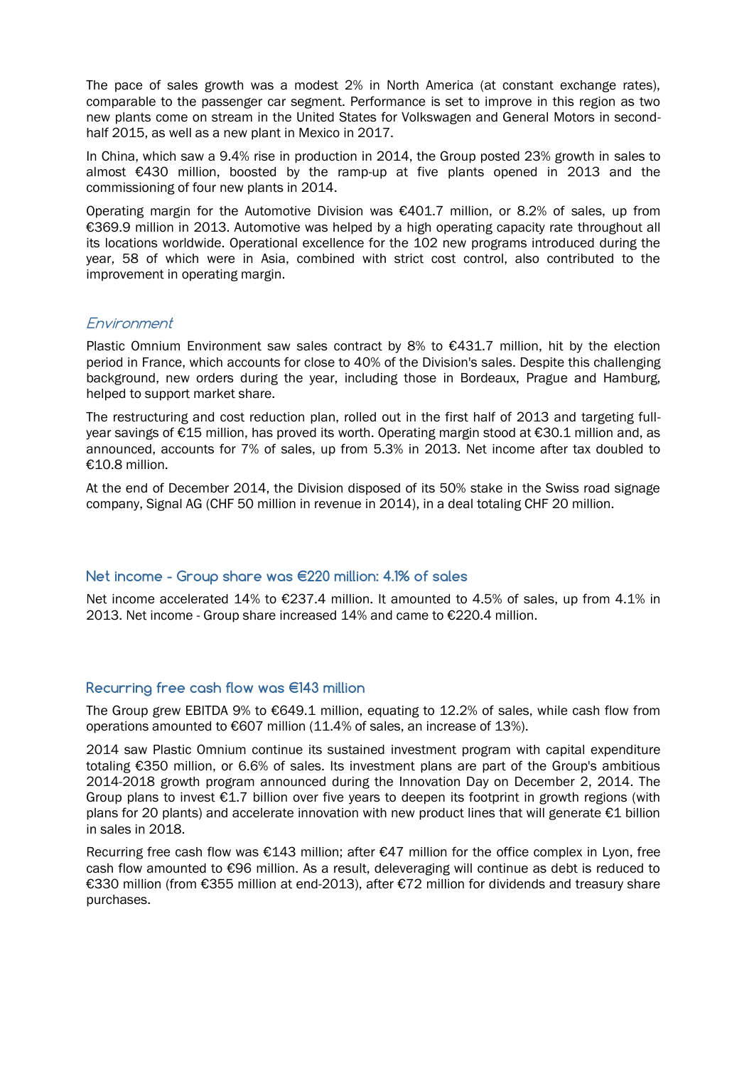The pace of sales growth was a modest 2% in North America (at constant exchange rates), comparable to the passenger car segment. Performance is set to improve in this region as two new plants come on stream in the United States for Volkswagen and General Motors in second-half 2015, as well as a new plant in Mexico in 2017.

In China, which saw a 9.4% rise in production in 2014, the Group posted 23% growth in sales to almost €430 million, boosted by the ramp-up at five plants opened in 2013 and the commissioning of four new plants in 2014.

Operating margin for the Automotive Division was €401.7 million, or 8.2% of sales, up from €369.9 million in 2013. Automotive was helped by a high operating capacity rate throughout all its locations worldwide. Operational excellence for the 102 new programs introduced during the year, 58 of which were in Asia, combined with strict cost control, also contributed to the improvement in operating margin.

### *Environment*

Plastic Omnium Environment saw sales contract by 8% to €431.7 million, hit by the election period in France, which accounts for close to 40% of the Division's sales. Despite this challenging background, new orders during the year, including those in Bordeaux, Prague and Hamburg, helped to support market share.

The restructuring and cost reduction plan, rolled out in the first half of 2013 and targeting full-year savings of €15 million, has proved its worth. Operating margin stood at €30.1 million and, as announced, accounts for 7% of sales, up from 5.3% in 2013. Net income after tax doubled to €10.8 million.

At the end of December 2014, the Division disposed of its 50% stake in the Swiss road signage company, Signal AG (CHF 50 million in revenue in 2014), in a deal totaling CHF 20 million.

## Net income - Group share was €220 million: 4.1% of sales

Net income accelerated 14% to €237.4 million. It amounted to 4.5% of sales, up from 4.1% in 2013. Net income - Group share increased 14% and came to €220.4 million.

## Recurring free cash flow was €143 million

The Group grew EBITDA 9% to €649.1 million, equating to 12.2% of sales, while cash flow from operations amounted to €607 million (11.4% of sales, an increase of 13%).

2014 saw Plastic Omnium continue its sustained investment program with capital expenditure totaling €350 million, or 6.6% of sales. Its investment plans are part of the Group's ambitious 2014-2018 growth program announced during the Innovation Day on December 2, 2014. The Group plans to invest €1.7 billion over five years to deepen its footprint in growth regions (with plans for 20 plants) and accelerate innovation with new product lines that will generate €1 billion in sales in 2018.

Recurring free cash flow was €143 million; after €47 million for the office complex in Lyon, free cash flow amounted to €96 million. As a result, deleveraging will continue as debt is reduced to €330 million (from €355 million at end-2013), after €72 million for dividends and treasury share purchases.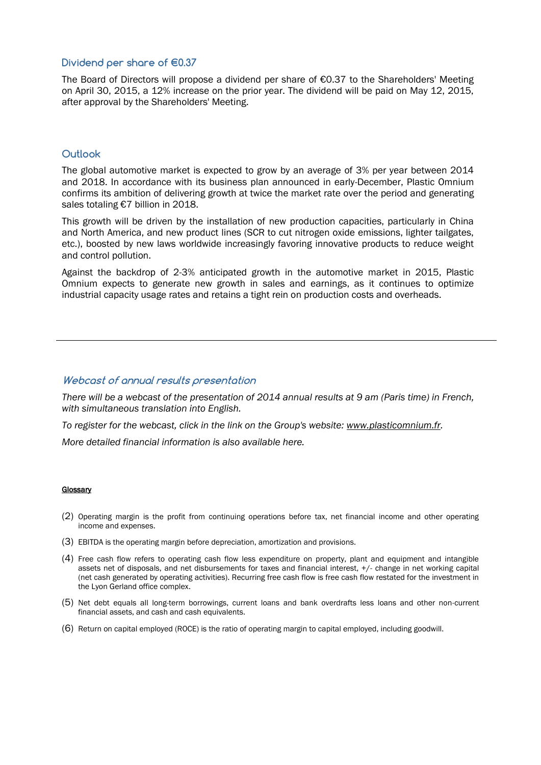## Dividend per share of €0.37

The Board of Directors will propose a dividend per share of €0.37 to the Shareholders' Meeting on April 30, 2015, a 12% increase on the prior year. The dividend will be paid on May 12, 2015, after approval by the Shareholders' Meeting.

## Outlook

The global automotive market is expected to grow by an average of 3% per year between 2014 and 2018. In accordance with its business plan announced in early-December, Plastic Omnium confirms its ambition of delivering growth at twice the market rate over the period and generating sales totaling €7 billion in 2018.

This growth will be driven by the installation of new production capacities, particularly in China and North America, and new product lines (SCR to cut nitrogen oxide emissions, lighter tailgates, etc.), boosted by new laws worldwide increasingly favoring innovative products to reduce weight and control pollution.

Against the backdrop of 2-3% anticipated growth in the automotive market in 2015, Plastic Omnium expects to generate new growth in sales and earnings, as it continues to optimize industrial capacity usage rates and retains a tight rein on production costs and overheads.

---

## *Webcast of annual results presentation*

*There will be a webcast of the presentation of 2014 annual results at 9 am (Paris time) in French, with simultaneous translation into English.*

*To register for the webcast, click in the link on the Group's website: www.plasticomnium.fr.*

*More detailed financial information is also available here.*

**Glossary**

(2) Operating margin is the profit from continuing operations before tax, net financial income and other operating income and expenses.

(3) EBITDA is the operating margin before depreciation, amortization and provisions.

(4) Free cash flow refers to operating cash flow less expenditure on property, plant and equipment and intangible assets net of disposals, and net disbursements for taxes and financial interest, +/- change in net working capital (net cash generated by operating activities). Recurring free cash flow is free cash flow restated for the investment in the Lyon Gerland office complex.

(5) Net debt equals all long-term borrowings, current loans and bank overdrafts less loans and other non-current financial assets, and cash and cash equivalents.

(6) Return on capital employed (ROCE) is the ratio of operating margin to capital employed, including goodwill.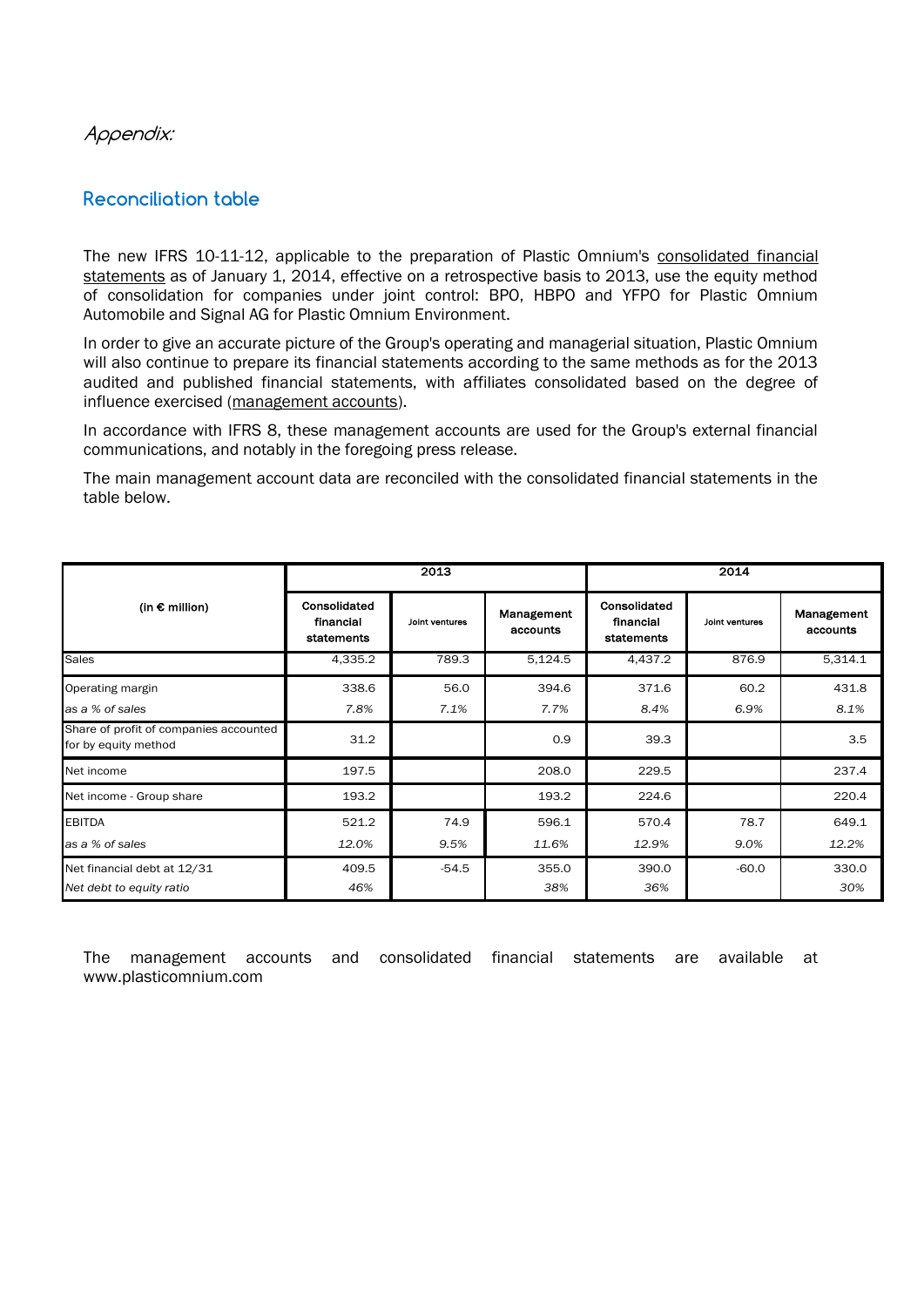*Appendix:*

## Reconciliation table

The new IFRS 10-11-12, applicable to the preparation of Plastic Omnium's consolidated financial statements as of January 1, 2014, effective on a retrospective basis to 2013, use the equity method of consolidation for companies under joint control: BPO, HBPO and YFPO for Plastic Omnium Automobile and Signal AG for Plastic Omnium Environment.

In order to give an accurate picture of the Group's operating and managerial situation, Plastic Omnium will also continue to prepare its financial statements according to the same methods as for the 2013 audited and published financial statements, with affiliates consolidated based on the degree of influence exercised (management accounts).

In accordance with IFRS 8, these management accounts are used for the Group's external financial communications, and notably in the foregoing press release.

The main management account data are reconciled with the consolidated financial statements in the table below.

| (in € million) | 2013 | | | 2014 | | |
|---|---|---|---|---|---|---|
| | Consolidated financial statements | Joint ventures | Management accounts | Consolidated financial statements | Joint ventures | Management accounts |
| Sales | 4,335.2 | 789.3 | 5,124.5 | 4,437.2 | 876.9 | 5,314.1 |
| Operating margin | 338.6 | 56.0 | 394.6 | 371.6 | 60.2 | 431.8 |
| *as a % of sales* | *7.8%* | *7.1%* | *7.7%* | *8.4%* | *6.9%* | *8.1%* |
| Share of profit of companies accounted for by equity method | 31.2 | | 0.9 | 39.3 | | 3.5 |
| Net income | 197.5 | | 208.0 | 229.5 | | 237.4 |
| Net income - Group share | 193.2 | | 193.2 | 224.6 | | 220.4 |
| EBITDA | 521.2 | 74.9 | 596.1 | 570.4 | 78.7 | 649.1 |
| *as a % of sales* | *12.0%* | *9.5%* | *11.6%* | *12.9%* | *9.0%* | *12.2%* |
| Net financial debt at 12/31 | 409.5 | -54.5 | 355.0 | 390.0 | -60.0 | 330.0 |
| *Net debt to equity ratio* | *46%* | | *38%* | *36%* | | *30%* |

The management accounts and consolidated financial statements are available at www.plasticomnium.com